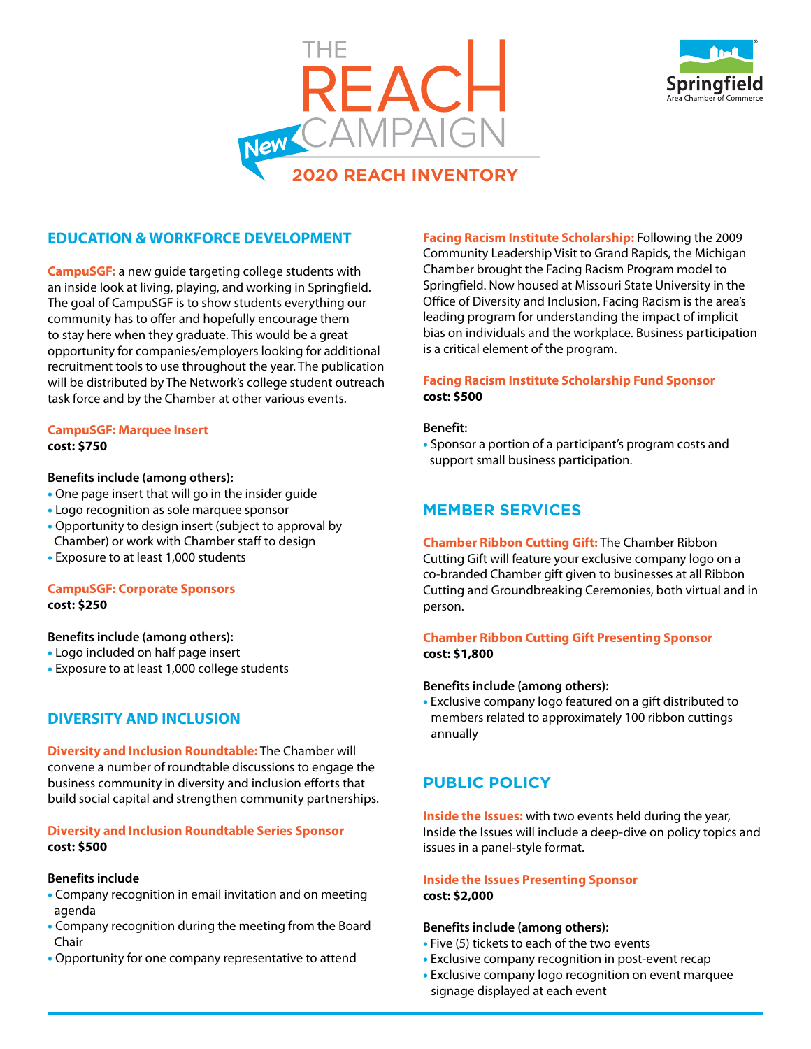# THE REACH CAMPAIGN

New

## 2020 REACH INVENTORY

Springfield Area Chamber of Commerce

## EDUCATION & WORKFORCE DEVELOPMENT

**CampuSGF:** a new guide targeting college students with an inside look at living, playing, and working in Springfield. The goal of CampuSGF is to show students everything our community has to offer and hopefully encourage them to stay here when they graduate. This would be a great opportunity for companies/employers looking for additional recruitment tools to use throughout the year. The publication will be distributed by The Network's college student outreach task force and by the Chamber at other various events.

### CampuSGF: Marquee Insert

**cost: $750**

**Benefits include (among others):**

- One page insert that will go in the insider guide
- Logo recognition as sole marquee sponsor
- Opportunity to design insert (subject to approval by Chamber) or work with Chamber staff to design
- Exposure to at least 1,000 students

### CampuSGF: Corporate Sponsors

**cost: $250**

**Benefits include (among others):**

- Logo included on half page insert
- Exposure to at least 1,000 college students

## DIVERSITY AND INCLUSION

**Diversity and Inclusion Roundtable:** The Chamber will convene a number of roundtable discussions to engage the business community in diversity and inclusion efforts that build social capital and strengthen community partnerships.

### Diversity and Inclusion Roundtable Series Sponsor

**cost: $500**

**Benefits include**

- Company recognition in email invitation and on meeting agenda
- Company recognition during the meeting from the Board Chair
- Opportunity for one company representative to attend

**Facing Racism Institute Scholarship:** Following the 2009 Community Leadership Visit to Grand Rapids, the Michigan Chamber brought the Facing Racism Program model to Springfield. Now housed at Missouri State University in the Office of Diversity and Inclusion, Facing Racism is the area's leading program for understanding the impact of implicit bias on individuals and the workplace. Business participation is a critical element of the program.

### Facing Racism Institute Scholarship Fund Sponsor

**cost: $500**

**Benefit:**

- Sponsor a portion of a participant's program costs and support small business participation.

## MEMBER SERVICES

**Chamber Ribbon Cutting Gift:** The Chamber Ribbon Cutting Gift will feature your exclusive company logo on a co-branded Chamber gift given to businesses at all Ribbon Cutting and Groundbreaking Ceremonies, both virtual and in person.

### Chamber Ribbon Cutting Gift Presenting Sponsor

**cost: $1,800**

**Benefits include (among others):**

- Exclusive company logo featured on a gift distributed to members related to approximately 100 ribbon cuttings annually

## PUBLIC POLICY

**Inside the Issues:** with two events held during the year, Inside the Issues will include a deep-dive on policy topics and issues in a panel-style format.

### Inside the Issues Presenting Sponsor

**cost: $2,000**

**Benefits include (among others):**

- Five (5) tickets to each of the two events
- Exclusive company recognition in post-event recap
- Exclusive company logo recognition on event marquee signage displayed at each event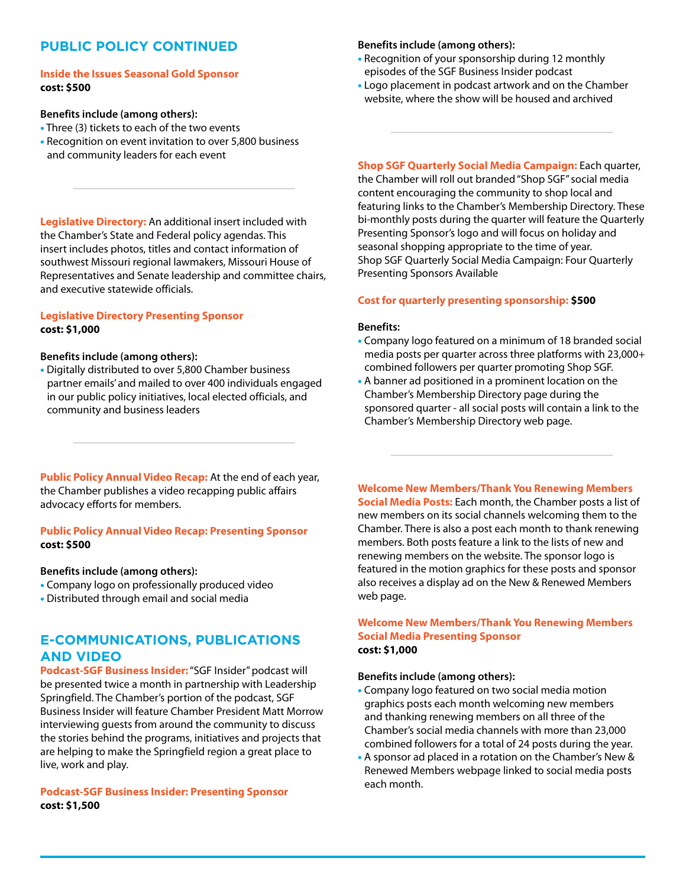## PUBLIC POLICY CONTINUED

**Inside the Issues Seasonal Gold Sponsor**
**cost: $500**

**Benefits include (among others):**

- Three (3) tickets to each of the two events
- Recognition on event invitation to over 5,800 business and community leaders for each event

---

**Legislative Directory:** An additional insert included with the Chamber's State and Federal policy agendas. This insert includes photos, titles and contact information of southwest Missouri regional lawmakers, Missouri House of Representatives and Senate leadership and committee chairs, and executive statewide officials.

**Legislative Directory Presenting Sponsor**
**cost: $1,000**

**Benefits include (among others):**

- Digitally distributed to over 5,800 Chamber business partner emails' and mailed to over 400 individuals engaged in our public policy initiatives, local elected officials, and community and business leaders

---

**Public Policy Annual Video Recap:** At the end of each year, the Chamber publishes a video recapping public affairs advocacy efforts for members.

**Public Policy Annual Video Recap: Presenting Sponsor**
**cost: $500**

**Benefits include (among others):**

- Company logo on professionally produced video
- Distributed through email and social media

## E-COMMUNICATIONS, PUBLICATIONS AND VIDEO

**Podcast-SGF Business Insider:** "SGF Insider" podcast will be presented twice a month in partnership with Leadership Springfield. The Chamber's portion of the podcast, SGF Business Insider will feature Chamber President Matt Morrow interviewing guests from around the community to discuss the stories behind the programs, initiatives and projects that are helping to make the Springfield region a great place to live, work and play.

**Podcast-SGF Business Insider: Presenting Sponsor**
**cost: $1,500**

**Benefits include (among others):**

- Recognition of your sponsorship during 12 monthly episodes of the SGF Business Insider podcast
- Logo placement in podcast artwork and on the Chamber website, where the show will be housed and archived

---

**Shop SGF Quarterly Social Media Campaign:** Each quarter, the Chamber will roll out branded "Shop SGF" social media content encouraging the community to shop local and featuring links to the Chamber's Membership Directory. These bi-monthly posts during the quarter will feature the Quarterly Presenting Sponsor's logo and will focus on holiday and seasonal shopping appropriate to the time of year.
Shop SGF Quarterly Social Media Campaign: Four Quarterly Presenting Sponsors Available

**Cost for quarterly presenting sponsorship: $500**

**Benefits:**

- Company logo featured on a minimum of 18 branded social media posts per quarter across three platforms with 23,000+ combined followers per quarter promoting Shop SGF.
- A banner ad positioned in a prominent location on the Chamber's Membership Directory page during the sponsored quarter - all social posts will contain a link to the Chamber's Membership Directory web page.

---

**Welcome New Members/Thank You Renewing Members Social Media Posts:** Each month, the Chamber posts a list of new members on its social channels welcoming them to the Chamber. There is also a post each month to thank renewing members. Both posts feature a link to the lists of new and renewing members on the website. The sponsor logo is featured in the motion graphics for these posts and sponsor also receives a display ad on the New & Renewed Members web page.

**Welcome New Members/Thank You Renewing Members Social Media Presenting Sponsor**
**cost: $1,000**

**Benefits include (among others):**

- Company logo featured on two social media motion graphics posts each month welcoming new members and thanking renewing members on all three of the Chamber's social media channels with more than 23,000 combined followers for a total of 24 posts during the year.
- A sponsor ad placed in a rotation on the Chamber's New & Renewed Members webpage linked to social media posts each month.